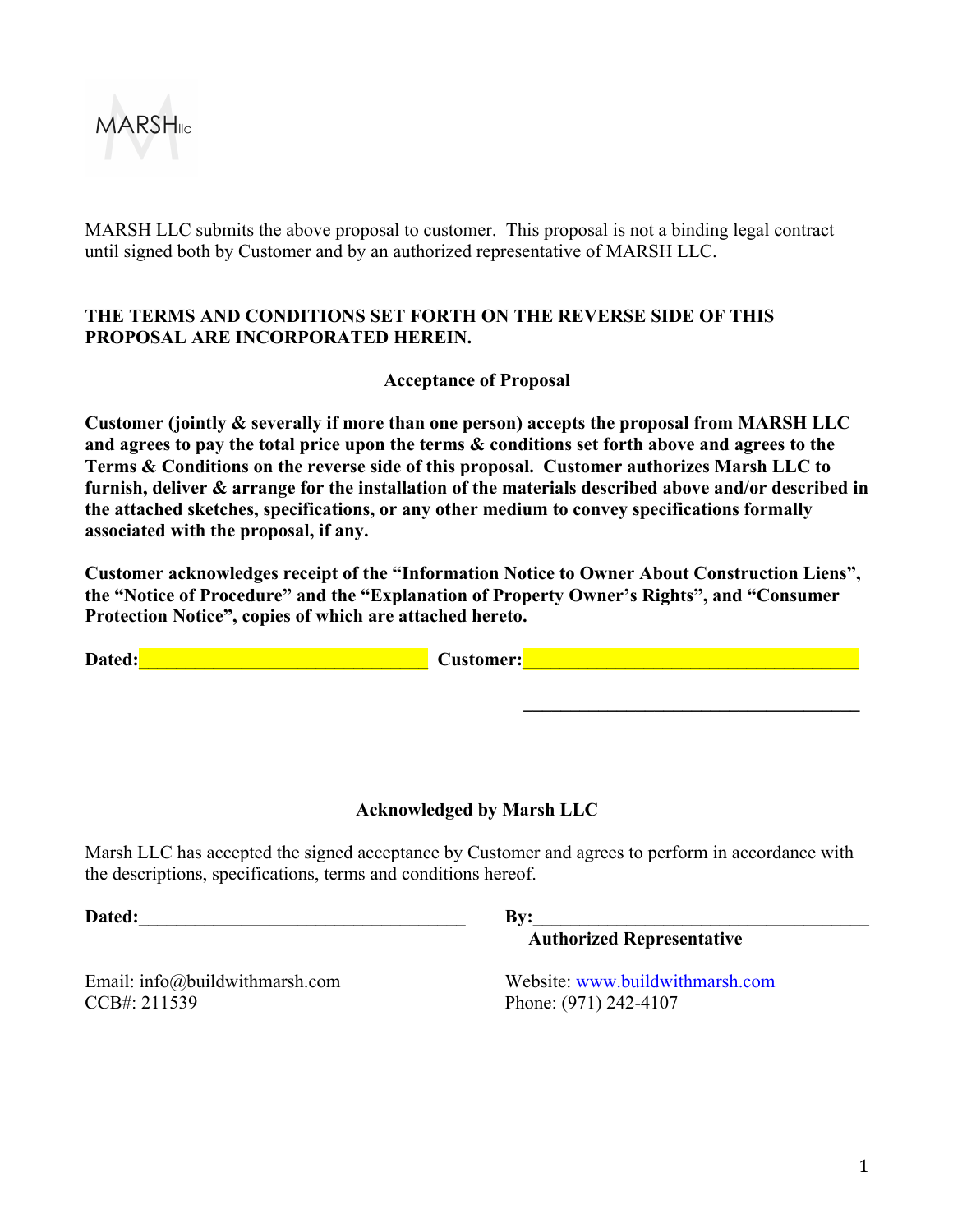MARSH llc

MARSH LLC submits the above proposal to customer. This proposal is not a binding legal contract until signed both by Customer and by an authorized representative of MARSH LLC.

**THE TERMS AND CONDITIONS SET FORTH ON THE REVERSE SIDE OF THIS PROPOSAL ARE INCORPORATED HEREIN.**

## Acceptance of Proposal

**Customer (jointly & severally if more than one person) accepts the proposal from MARSH LLC and agrees to pay the total price upon the terms & conditions set forth above and agrees to the Terms & Conditions on the reverse side of this proposal. Customer authorizes Marsh LLC to furnish, deliver & arrange for the installation of the materials described above and/or described in the attached sketches, specifications, or any other medium to convey specifications formally associated with the proposal, if any.**

**Customer acknowledges receipt of the "Information Notice to Owner About Construction Liens", the "Notice of Procedure" and the "Explanation of Property Owner's Rights", and "Consumer Protection Notice", copies of which are attached hereto.**

**Dated:**\_\_\_\_\_\_\_\_\_\_\_\_\_\_\_\_\_\_\_\_\_\_\_\_\_\_\_\_\_\_ **Customer:**\_\_\_\_\_\_\_\_\_\_\_\_\_\_\_\_\_\_\_\_\_\_\_\_\_\_\_\_\_\_\_\_\_\_\_

\_\_\_\_\_\_\_\_\_\_\_\_\_\_\_\_\_\_\_\_\_\_\_\_\_\_\_\_\_\_\_\_\_\_\_

## Acknowledged by Marsh LLC

Marsh LLC has accepted the signed acceptance by Customer and agrees to perform in accordance with the descriptions, specifications, terms and conditions hereof.

**Dated:**\_\_\_\_\_\_\_\_\_\_\_\_\_\_\_\_\_\_\_\_\_\_\_\_\_\_\_\_\_\_\_\_\_\_ **By:**\_\_\_\_\_\_\_\_\_\_\_\_\_\_\_\_\_\_\_\_\_\_\_\_\_\_\_\_\_\_\_\_\_\_\_\_
**Authorized Representative**

Email: info@buildwithmarsh.com
CCB#: 211539

Website: www.buildwithmarsh.com
Phone: (971) 242-4107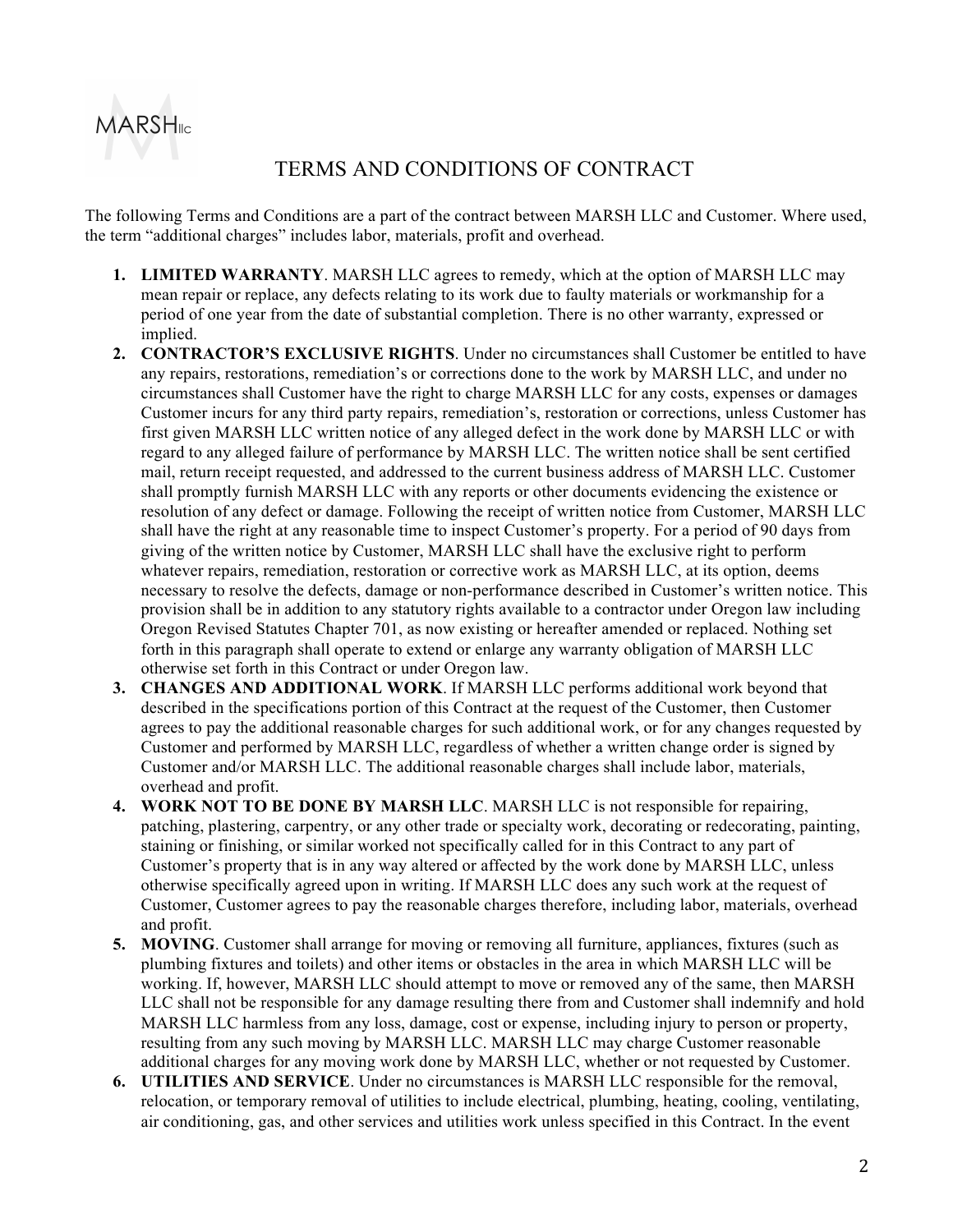MARSH llc

# TERMS AND CONDITIONS OF CONTRACT

The following Terms and Conditions are a part of the contract between MARSH LLC and Customer. Where used, the term "additional charges" includes labor, materials, profit and overhead.

1. **LIMITED WARRANTY**. MARSH LLC agrees to remedy, which at the option of MARSH LLC may mean repair or replace, any defects relating to its work due to faulty materials or workmanship for a period of one year from the date of substantial completion. There is no other warranty, expressed or implied.
2. **CONTRACTOR'S EXCLUSIVE RIGHTS**. Under no circumstances shall Customer be entitled to have any repairs, restorations, remediation's or corrections done to the work by MARSH LLC, and under no circumstances shall Customer have the right to charge MARSH LLC for any costs, expenses or damages Customer incurs for any third party repairs, remediation's, restoration or corrections, unless Customer has first given MARSH LLC written notice of any alleged defect in the work done by MARSH LLC or with regard to any alleged failure of performance by MARSH LLC. The written notice shall be sent certified mail, return receipt requested, and addressed to the current business address of MARSH LLC. Customer shall promptly furnish MARSH LLC with any reports or other documents evidencing the existence or resolution of any defect or damage. Following the receipt of written notice from Customer, MARSH LLC shall have the right at any reasonable time to inspect Customer's property. For a period of 90 days from giving of the written notice by Customer, MARSH LLC shall have the exclusive right to perform whatever repairs, remediation, restoration or corrective work as MARSH LLC, at its option, deems necessary to resolve the defects, damage or non-performance described in Customer's written notice. This provision shall be in addition to any statutory rights available to a contractor under Oregon law including Oregon Revised Statutes Chapter 701, as now existing or hereafter amended or replaced. Nothing set forth in this paragraph shall operate to extend or enlarge any warranty obligation of MARSH LLC otherwise set forth in this Contract or under Oregon law.
3. **CHANGES AND ADDITIONAL WORK**. If MARSH LLC performs additional work beyond that described in the specifications portion of this Contract at the request of the Customer, then Customer agrees to pay the additional reasonable charges for such additional work, or for any changes requested by Customer and performed by MARSH LLC, regardless of whether a written change order is signed by Customer and/or MARSH LLC. The additional reasonable charges shall include labor, materials, overhead and profit.
4. **WORK NOT TO BE DONE BY MARSH LLC**. MARSH LLC is not responsible for repairing, patching, plastering, carpentry, or any other trade or specialty work, decorating or redecorating, painting, staining or finishing, or similar worked not specifically called for in this Contract to any part of Customer's property that is in any way altered or affected by the work done by MARSH LLC, unless otherwise specifically agreed upon in writing. If MARSH LLC does any such work at the request of Customer, Customer agrees to pay the reasonable charges therefore, including labor, materials, overhead and profit.
5. **MOVING**. Customer shall arrange for moving or removing all furniture, appliances, fixtures (such as plumbing fixtures and toilets) and other items or obstacles in the area in which MARSH LLC will be working. If, however, MARSH LLC should attempt to move or removed any of the same, then MARSH LLC shall not be responsible for any damage resulting there from and Customer shall indemnify and hold MARSH LLC harmless from any loss, damage, cost or expense, including injury to person or property, resulting from any such moving by MARSH LLC. MARSH LLC may charge Customer reasonable additional charges for any moving work done by MARSH LLC, whether or not requested by Customer.
6. **UTILITIES AND SERVICE**. Under no circumstances is MARSH LLC responsible for the removal, relocation, or temporary removal of utilities to include electrical, plumbing, heating, cooling, ventilating, air conditioning, gas, and other services and utilities work unless specified in this Contract. In the event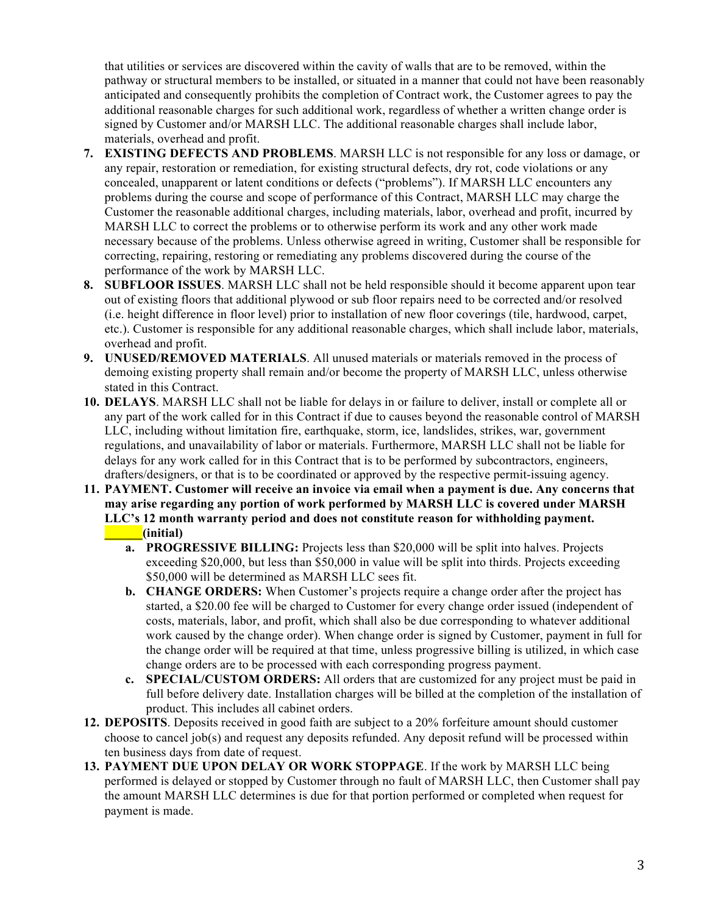that utilities or services are discovered within the cavity of walls that are to be removed, within the pathway or structural members to be installed, or situated in a manner that could not have been reasonably anticipated and consequently prohibits the completion of Contract work, the Customer agrees to pay the additional reasonable charges for such additional work, regardless of whether a written change order is signed by Customer and/or MARSH LLC. The additional reasonable charges shall include labor, materials, overhead and profit.

7. **EXISTING DEFECTS AND PROBLEMS**. MARSH LLC is not responsible for any loss or damage, or any repair, restoration or remediation, for existing structural defects, dry rot, code violations or any concealed, unapparent or latent conditions or defects ("problems"). If MARSH LLC encounters any problems during the course and scope of performance of this Contract, MARSH LLC may charge the Customer the reasonable additional charges, including materials, labor, overhead and profit, incurred by MARSH LLC to correct the problems or to otherwise perform its work and any other work made necessary because of the problems. Unless otherwise agreed in writing, Customer shall be responsible for correcting, repairing, restoring or remediating any problems discovered during the course of the performance of the work by MARSH LLC.
8. **SUBFLOOR ISSUES**. MARSH LLC shall not be held responsible should it become apparent upon tear out of existing floors that additional plywood or sub floor repairs need to be corrected and/or resolved (i.e. height difference in floor level) prior to installation of new floor coverings (tile, hardwood, carpet, etc.). Customer is responsible for any additional reasonable charges, which shall include labor, materials, overhead and profit.
9. **UNUSED/REMOVED MATERIALS**. All unused materials or materials removed in the process of demoing existing property shall remain and/or become the property of MARSH LLC, unless otherwise stated in this Contract.
10. **DELAYS**. MARSH LLC shall not be liable for delays in or failure to deliver, install or complete all or any part of the work called for in this Contract if due to causes beyond the reasonable control of MARSH LLC, including without limitation fire, earthquake, storm, ice, landslides, strikes, war, government regulations, and unavailability of labor or materials. Furthermore, MARSH LLC shall not be liable for delays for any work called for in this Contract that is to be performed by subcontractors, engineers, drafters/designers, or that is to be coordinated or approved by the respective permit-issuing agency.
11. **PAYMENT. Customer will receive an invoice via email when a payment is due. Any concerns that may arise regarding any portion of work performed by MARSH LLC is covered under MARSH LLC's 12 month warranty period and does not constitute reason for withholding payment. ______(initial)**
    a. **PROGRESSIVE BILLING:** Projects less than $20,000 will be split into halves. Projects exceeding $20,000, but less than $50,000 in value will be split into thirds. Projects exceeding $50,000 will be determined as MARSH LLC sees fit.
    b. **CHANGE ORDERS:** When Customer's projects require a change order after the project has started, a $20.00 fee will be charged to Customer for every change order issued (independent of costs, materials, labor, and profit, which shall also be due corresponding to whatever additional work caused by the change order). When change order is signed by Customer, payment in full for the change order will be required at that time, unless progressive billing is utilized, in which case change orders are to be processed with each corresponding progress payment.
    c. **SPECIAL/CUSTOM ORDERS:** All orders that are customized for any project must be paid in full before delivery date. Installation charges will be billed at the completion of the installation of product. This includes all cabinet orders.
12. **DEPOSITS**. Deposits received in good faith are subject to a 20% forfeiture amount should customer choose to cancel job(s) and request any deposits refunded. Any deposit refund will be processed within ten business days from date of request.
13. **PAYMENT DUE UPON DELAY OR WORK STOPPAGE**. If the work by MARSH LLC being performed is delayed or stopped by Customer through no fault of MARSH LLC, then Customer shall pay the amount MARSH LLC determines is due for that portion performed or completed when request for payment is made.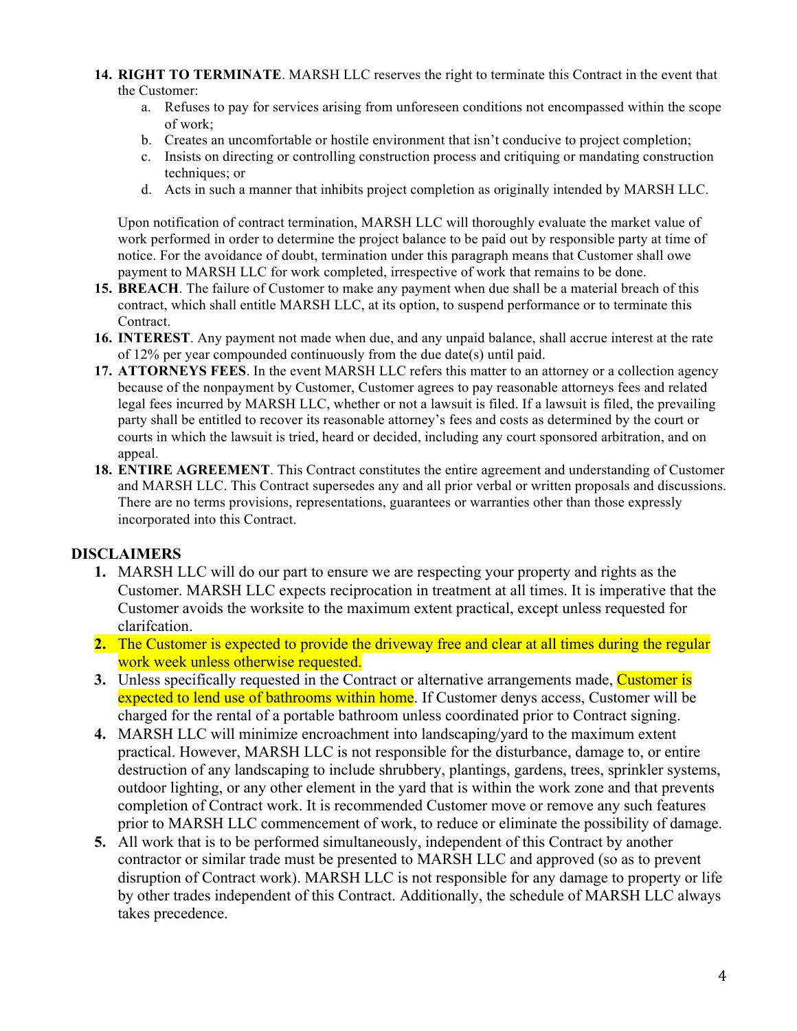14. **RIGHT TO TERMINATE**. MARSH LLC reserves the right to terminate this Contract in the event that the Customer:
    a. Refuses to pay for services arising from unforeseen conditions not encompassed within the scope of work;
    b. Creates an uncomfortable or hostile environment that isn't conducive to project completion;
    c. Insists on directing or controlling construction process and critiquing or mandating construction techniques; or
    d. Acts in such a manner that inhibits project completion as originally intended by MARSH LLC.

    Upon notification of contract termination, MARSH LLC will thoroughly evaluate the market value of work performed in order to determine the project balance to be paid out by responsible party at time of notice. For the avoidance of doubt, termination under this paragraph means that Customer shall owe payment to MARSH LLC for work completed, irrespective of work that remains to be done.
15. **BREACH**. The failure of Customer to make any payment when due shall be a material breach of this contract, which shall entitle MARSH LLC, at its option, to suspend performance or to terminate this Contract.
16. **INTEREST**. Any payment not made when due, and any unpaid balance, shall accrue interest at the rate of 12% per year compounded continuously from the due date(s) until paid.
17. **ATTORNEYS FEES**. In the event MARSH LLC refers this matter to an attorney or a collection agency because of the nonpayment by Customer, Customer agrees to pay reasonable attorneys fees and related legal fees incurred by MARSH LLC, whether or not a lawsuit is filed. If a lawsuit is filed, the prevailing party shall be entitled to recover its reasonable attorney's fees and costs as determined by the court or courts in which the lawsuit is tried, heard or decided, including any court sponsored arbitration, and on appeal.
18. **ENTIRE AGREEMENT**. This Contract constitutes the entire agreement and understanding of Customer and MARSH LLC. This Contract supersedes any and all prior verbal or written proposals and discussions. There are no terms provisions, representations, guarantees or warranties other than those expressly incorporated into this Contract.

## DISCLAIMERS

1. MARSH LLC will do our part to ensure we are respecting your property and rights as the Customer. MARSH LLC expects reciprocation in treatment at all times. It is imperative that the Customer avoids the worksite to the maximum extent practical, except unless requested for clarifcation.
2. The Customer is expected to provide the driveway free and clear at all times during the regular work week unless otherwise requested.
3. Unless specifically requested in the Contract or alternative arrangements made, Customer is expected to lend use of bathrooms within home. If Customer denys access, Customer will be charged for the rental of a portable bathroom unless coordinated prior to Contract signing.
4. MARSH LLC will minimize encroachment into landscaping/yard to the maximum extent practical. However, MARSH LLC is not responsible for the disturbance, damage to, or entire destruction of any landscaping to include shrubbery, plantings, gardens, trees, sprinkler systems, outdoor lighting, or any other element in the yard that is within the work zone and that prevents completion of Contract work. It is recommended Customer move or remove any such features prior to MARSH LLC commencement of work, to reduce or eliminate the possibility of damage.
5. All work that is to be performed simultaneously, independent of this Contract by another contractor or similar trade must be presented to MARSH LLC and approved (so as to prevent disruption of Contract work). MARSH LLC is not responsible for any damage to property or life by other trades independent of this Contract. Additionally, the schedule of MARSH LLC always takes precedence.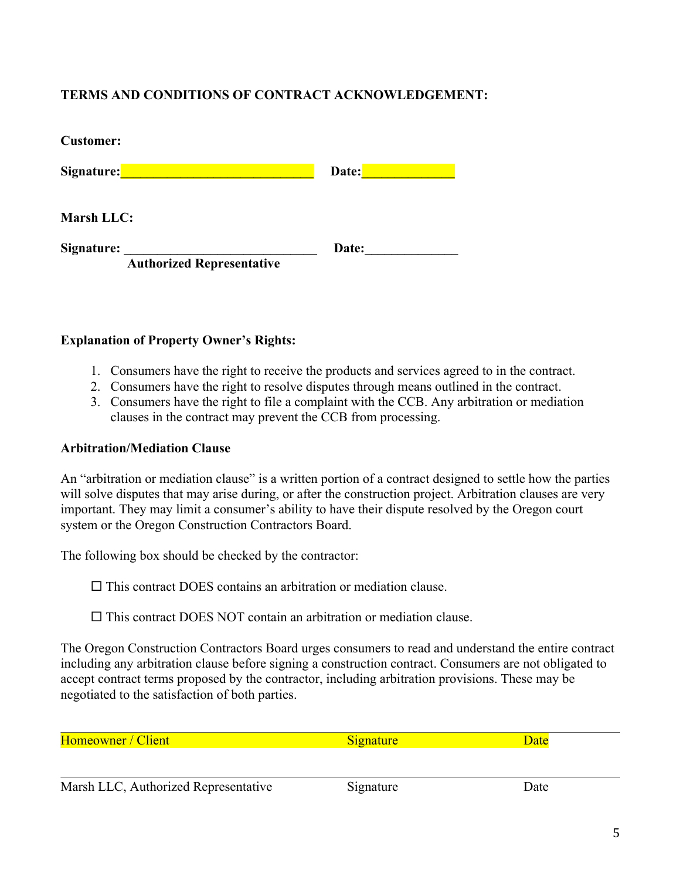**TERMS AND CONDITIONS OF CONTRACT ACKNOWLEDGEMENT:**

**Customer:**

**Signature:**_____________________________ **Date:**_____________

**Marsh LLC:**

**Signature:** _____________________________ **Date:**_____________
**Authorized Representative**

**Explanation of Property Owner's Rights:**

1. Consumers have the right to receive the products and services agreed to in the contract.
2. Consumers have the right to resolve disputes through means outlined in the contract.
3. Consumers have the right to file a complaint with the CCB. Any arbitration or mediation clauses in the contract may prevent the CCB from processing.

**Arbitration/Mediation Clause**

An "arbitration or mediation clause" is a written portion of a contract designed to settle how the parties will solve disputes that may arise during, or after the construction project. Arbitration clauses are very important. They may limit a consumer's ability to have their dispute resolved by the Oregon court system or the Oregon Construction Contractors Board.

The following box should be checked by the contractor:

☐ This contract DOES contains an arbitration or mediation clause.

☐ This contract DOES NOT contain an arbitration or mediation clause.

The Oregon Construction Contractors Board urges consumers to read and understand the entire contract including any arbitration clause before signing a construction contract. Consumers are not obligated to accept contract terms proposed by the contractor, including arbitration provisions. These may be negotiated to the satisfaction of both parties.

| Homeowner / Client | Signature | Date |
|---|---|---|
| Marsh LLC, Authorized Representative | Signature | Date |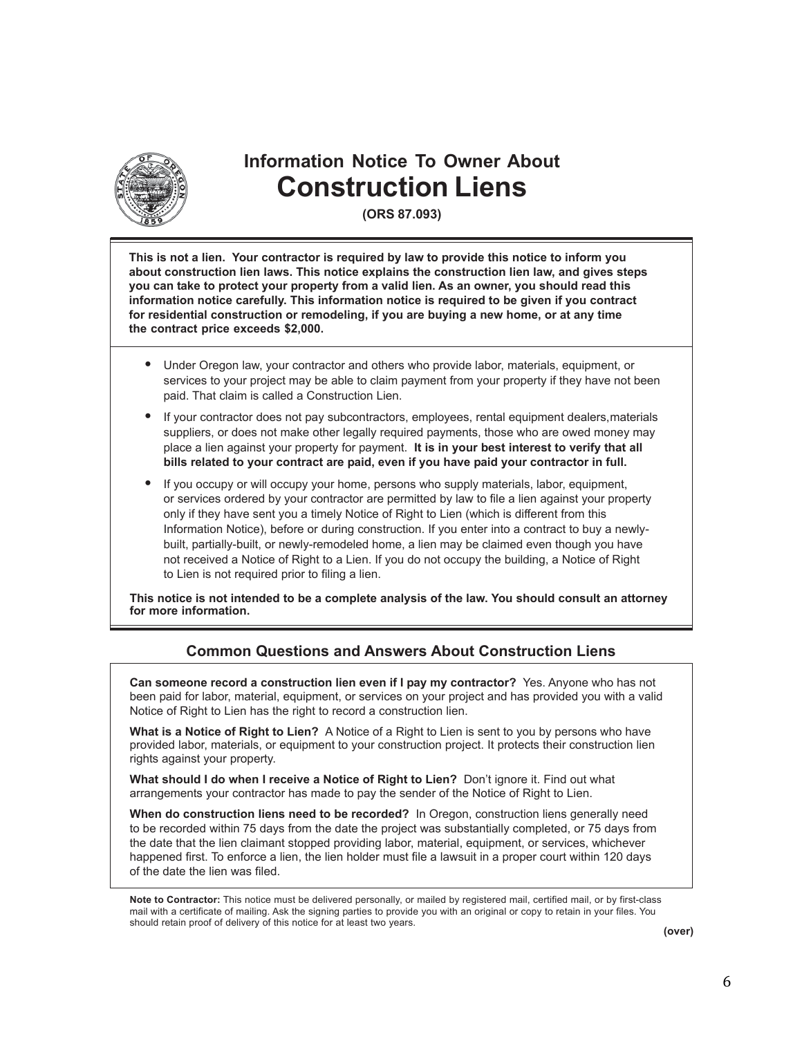# Information Notice To Owner About Construction Liens

**(ORS 87.093)**

**This is not a lien. Your contractor is required by law to provide this notice to inform you about construction lien laws. This notice explains the construction lien law, and gives steps you can take to protect your property from a valid lien. As an owner, you should read this information notice carefully. This information notice is required to be given if you contract for residential construction or remodeling, if you are buying a new home, or at any time the contract price exceeds $2,000.**

- Under Oregon law, your contractor and others who provide labor, materials, equipment, or services to your project may be able to claim payment from your property if they have not been paid. That claim is called a Construction Lien.
- If your contractor does not pay subcontractors, employees, rental equipment dealers,materials suppliers, or does not make other legally required payments, those who are owed money may place a lien against your property for payment. **It is in your best interest to verify that all bills related to your contract are paid, even if you have paid your contractor in full.**
- If you occupy or will occupy your home, persons who supply materials, labor, equipment, or services ordered by your contractor are permitted by law to file a lien against your property only if they have sent you a timely Notice of Right to Lien (which is different from this Information Notice), before or during construction. If you enter into a contract to buy a newly-built, partially-built, or newly-remodeled home, a lien may be claimed even though you have not received a Notice of Right to a Lien. If you do not occupy the building, a Notice of Right to Lien is not required prior to filing a lien.

**This notice is not intended to be a complete analysis of the law. You should consult an attorney for more information.**

## Common Questions and Answers About Construction Liens

**Can someone record a construction lien even if I pay my contractor?** Yes. Anyone who has not been paid for labor, material, equipment, or services on your project and has provided you with a valid Notice of Right to Lien has the right to record a construction lien.

**What is a Notice of Right to Lien?** A Notice of a Right to Lien is sent to you by persons who have provided labor, materials, or equipment to your construction project. It protects their construction lien rights against your property.

**What should I do when I receive a Notice of Right to Lien?** Don't ignore it. Find out what arrangements your contractor has made to pay the sender of the Notice of Right to Lien.

**When do construction liens need to be recorded?** In Oregon, construction liens generally need to be recorded within 75 days from the date the project was substantially completed, or 75 days from the date that the lien claimant stopped providing labor, material, equipment, or services, whichever happened first. To enforce a lien, the lien holder must file a lawsuit in a proper court within 120 days of the date the lien was filed.

**Note to Contractor:** This notice must be delivered personally, or mailed by registered mail, certified mail, or by first-class mail with a certificate of mailing. Ask the signing parties to provide you with an original or copy to retain in your files. You should retain proof of delivery of this notice for at least two years.

**(over)**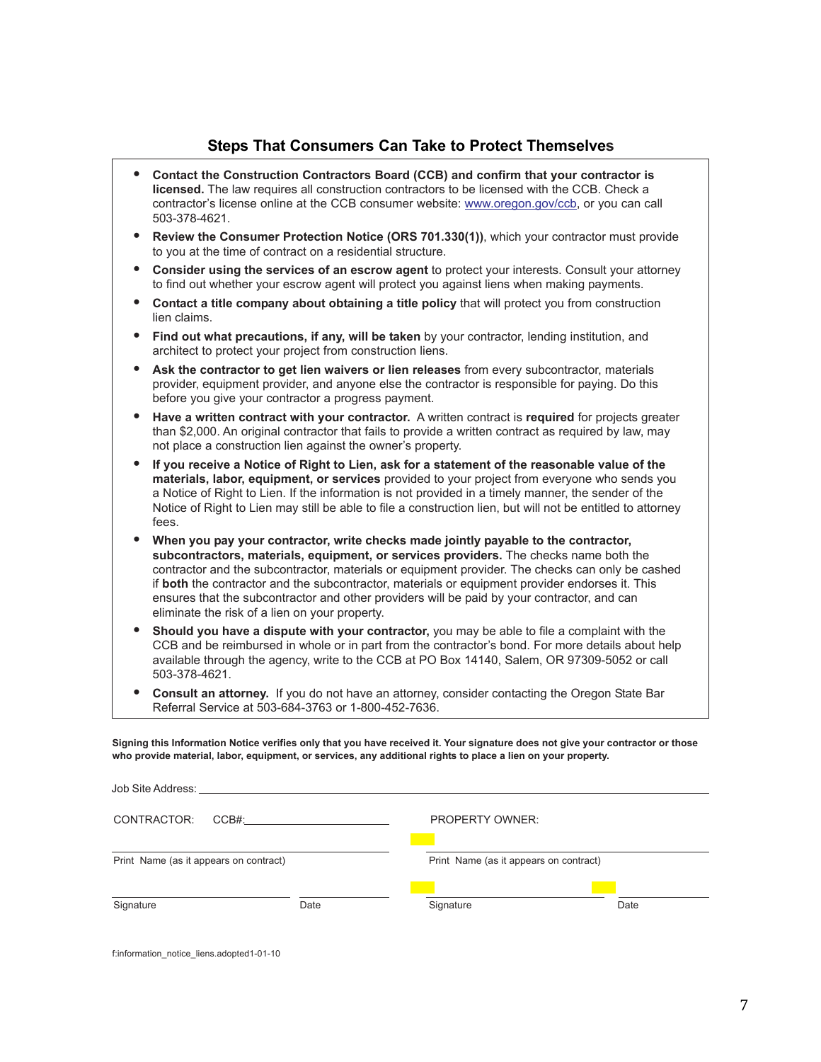## Steps That Consumers Can Take to Protect Themselves

- **Contact the Construction Contractors Board (CCB) and confirm that your contractor is licensed.** The law requires all construction contractors to be licensed with the CCB. Check a contractor's license online at the CCB consumer website: www.oregon.gov/ccb, or you can call 503-378-4621.
- **Review the Consumer Protection Notice (ORS 701.330(1))**, which your contractor must provide to you at the time of contract on a residential structure.
- **Consider using the services of an escrow agent** to protect your interests. Consult your attorney to find out whether your escrow agent will protect you against liens when making payments.
- **Contact a title company about obtaining a title policy** that will protect you from construction lien claims.
- **Find out what precautions, if any, will be taken** by your contractor, lending institution, and architect to protect your project from construction liens.
- **Ask the contractor to get lien waivers or lien releases** from every subcontractor, materials provider, equipment provider, and anyone else the contractor is responsible for paying. Do this before you give your contractor a progress payment.
- **Have a written contract with your contractor.** A written contract is **required** for projects greater than $2,000. An original contractor that fails to provide a written contract as required by law, may not place a construction lien against the owner's property.
- **If you receive a Notice of Right to Lien, ask for a statement of the reasonable value of the materials, labor, equipment, or services** provided to your project from everyone who sends you a Notice of Right to Lien. If the information is not provided in a timely manner, the sender of the Notice of Right to Lien may still be able to file a construction lien, but will not be entitled to attorney fees.
- **When you pay your contractor, write checks made jointly payable to the contractor, subcontractors, materials, equipment, or services providers.** The checks name both the contractor and the subcontractor, materials or equipment provider. The checks can only be cashed if **both** the contractor and the subcontractor, materials or equipment provider endorses it. This ensures that the subcontractor and other providers will be paid by your contractor, and can eliminate the risk of a lien on your property.
- **Should you have a dispute with your contractor,** you may be able to file a complaint with the CCB and be reimbursed in whole or in part from the contractor's bond. For more details about help available through the agency, write to the CCB at PO Box 14140, Salem, OR 97309-5052 or call 503-378-4621.
- **Consult an attorney.** If you do not have an attorney, consider contacting the Oregon State Bar Referral Service at 503-684-3763 or 1-800-452-7636.

**Signing this Information Notice verifies only that you have received it. Your signature does not give your contractor or those who provide material, labor, equipment, or services, any additional rights to place a lien on your property.**

Job Site Address: ______________________________

CONTRACTOR: CCB#: ______________________

______________________________
Print Name (as it appears on contract)

______________________ ____________
Signature Date

PROPERTY OWNER:

______________________________
Print Name (as it appears on contract)

______________________ ____________
Signature Date

f:information_notice_liens.adopted1-01-10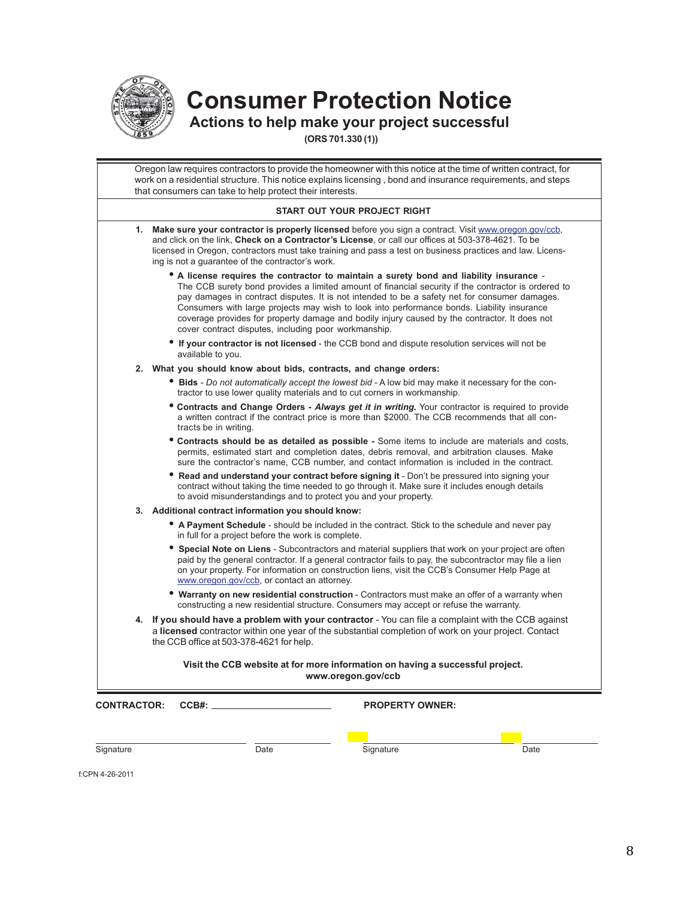# Consumer Protection Notice

## Actions to help make your project successful

**(ORS 701.330 (1))**

Oregon law requires contractors to provide the homeowner with this notice at the time of written contract, for work on a residential structure. This notice explains licensing , bond and insurance requirements, and steps that consumers can take to help protect their interests.

### START OUT YOUR PROJECT RIGHT

1. **Make sure your contractor is properly licensed** before you sign a contract. Visit www.oregon.gov/ccb, and click on the link, **Check on a Contractor's License**, or call our offices at 503-378-4621. To be licensed in Oregon, contractors must take training and pass a test on business practices and law. Licensing is not a guarantee of the contractor's work.
   - **A license requires the contractor to maintain a surety bond and liability insurance** - The CCB surety bond provides a limited amount of financial security if the contractor is ordered to pay damages in contract disputes. It is not intended to be a safety net for consumer damages. Consumers with large projects may wish to look into performance bonds. Liability insurance coverage provides for property damage and bodily injury caused by the contractor. It does not cover contract disputes, including poor workmanship.
   - **If your contractor is not licensed** - the CCB bond and dispute resolution services will not be available to you.
2. **What you should know about bids, contracts, and change orders:**
   - **Bids** - *Do not automatically accept the lowest bid* - A low bid may make it necessary for the contractor to use lower quality materials and to cut corners in workmanship.
   - **Contracts and Change Orders -** ***Always get it in writing.*** Your contractor is required to provide a written contract if the contract price is more than $2000. The CCB recommends that all contracts be in writing.
   - **Contracts should be as detailed as possible -** Some items to include are materials and costs, permits, estimated start and completion dates, debris removal, and arbitration clauses. Make sure the contractor's name, CCB number, and contact information is included in the contract.
   - **Read and understand your contract before signing it** - Don't be pressured into signing your contract without taking the time needed to go through it. Make sure it includes enough details to avoid misunderstandings and to protect you and your property.
3. **Additional contract information you should know:**
   - **A Payment Schedule** - should be included in the contract. Stick to the schedule and never pay in full for a project before the work is complete.
   - **Special Note on Liens** - Subcontractors and material suppliers that work on your project are often paid by the general contractor. If a general contractor fails to pay, the subcontractor may file a lien on your property. For information on construction liens, visit the CCB's Consumer Help Page at www.oregon.gov/ccb, or contact an attorney.
   - **Warranty on new residential construction** - Contractors must make an offer of a warranty when constructing a new residential structure. Consumers may accept or refuse the warranty.
4. **If you should have a problem with your contractor** - You can file a complaint with the CCB against a **licensed** contractor within one year of the substantial completion of work on your project. Contact the CCB office at 503-378-4621 for help.

**Visit the CCB website at for more information on having a successful project.**
**www.oregon.gov/ccb**

**CONTRACTOR:** **CCB#:** ______________________ **PROPERTY OWNER:**

______________________ ____________ ______________________ ____________
Signature Date Signature Date

f:CPN 4-26-2011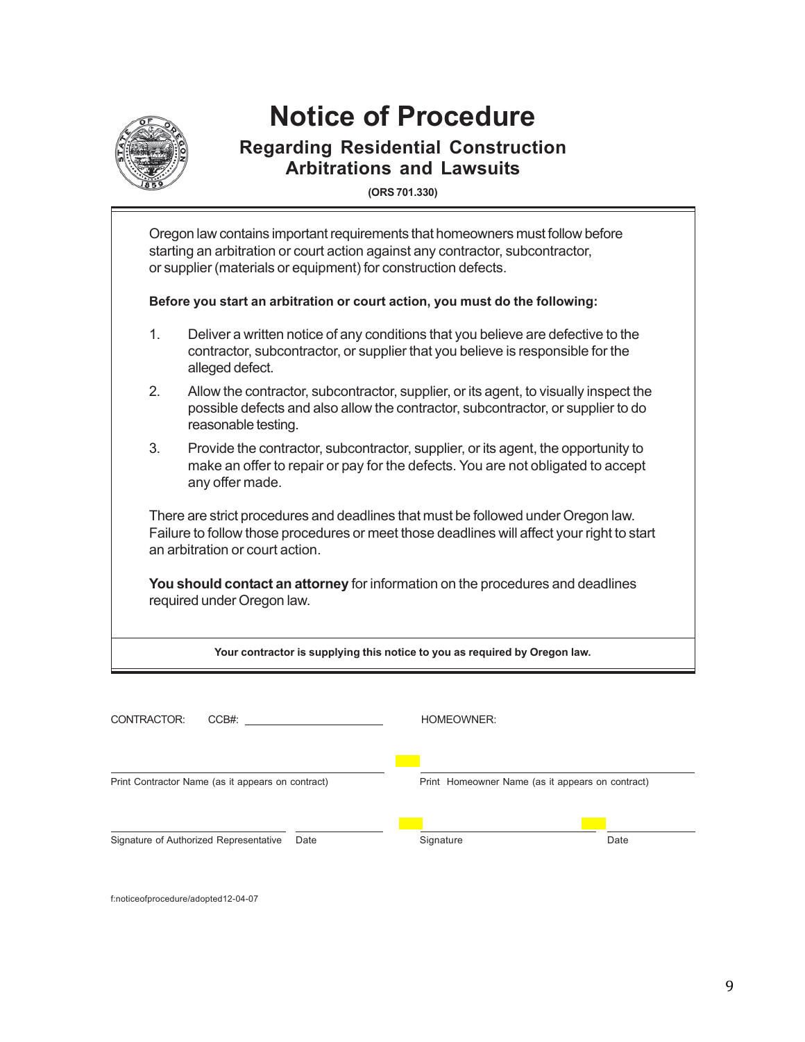# Notice of Procedure

## Regarding Residential Construction Arbitrations and Lawsuits

**(ORS 701.330)**

Oregon law contains important requirements that homeowners must follow before starting an arbitration or court action against any contractor, subcontractor, or supplier (materials or equipment) for construction defects.

**Before you start an arbitration or court action, you must do the following:**

1. Deliver a written notice of any conditions that you believe are defective to the contractor, subcontractor, or supplier that you believe is responsible for the alleged defect.
2. Allow the contractor, subcontractor, supplier, or its agent, to visually inspect the possible defects and also allow the contractor, subcontractor, or supplier to do reasonable testing.
3. Provide the contractor, subcontractor, supplier, or its agent, the opportunity to make an offer to repair or pay for the defects. You are not obligated to accept any offer made.

There are strict procedures and deadlines that must be followed under Oregon law. Failure to follow those procedures or meet those deadlines will affect your right to start an arbitration or court action.

**You should contact an attorney** for information on the procedures and deadlines required under Oregon law.

**Your contractor is supplying this notice to you as required by Oregon law.**

CONTRACTOR: CCB#: ____________________

HOMEOWNER:

______________________________
Print Contractor Name (as it appears on contract)

______________________________
Print Homeowner Name (as it appears on contract)

______________________________ ____________
Signature of Authorized Representative Date

______________________________ ____________
Signature Date

f:noticeofprocedure/adopted12-04-07